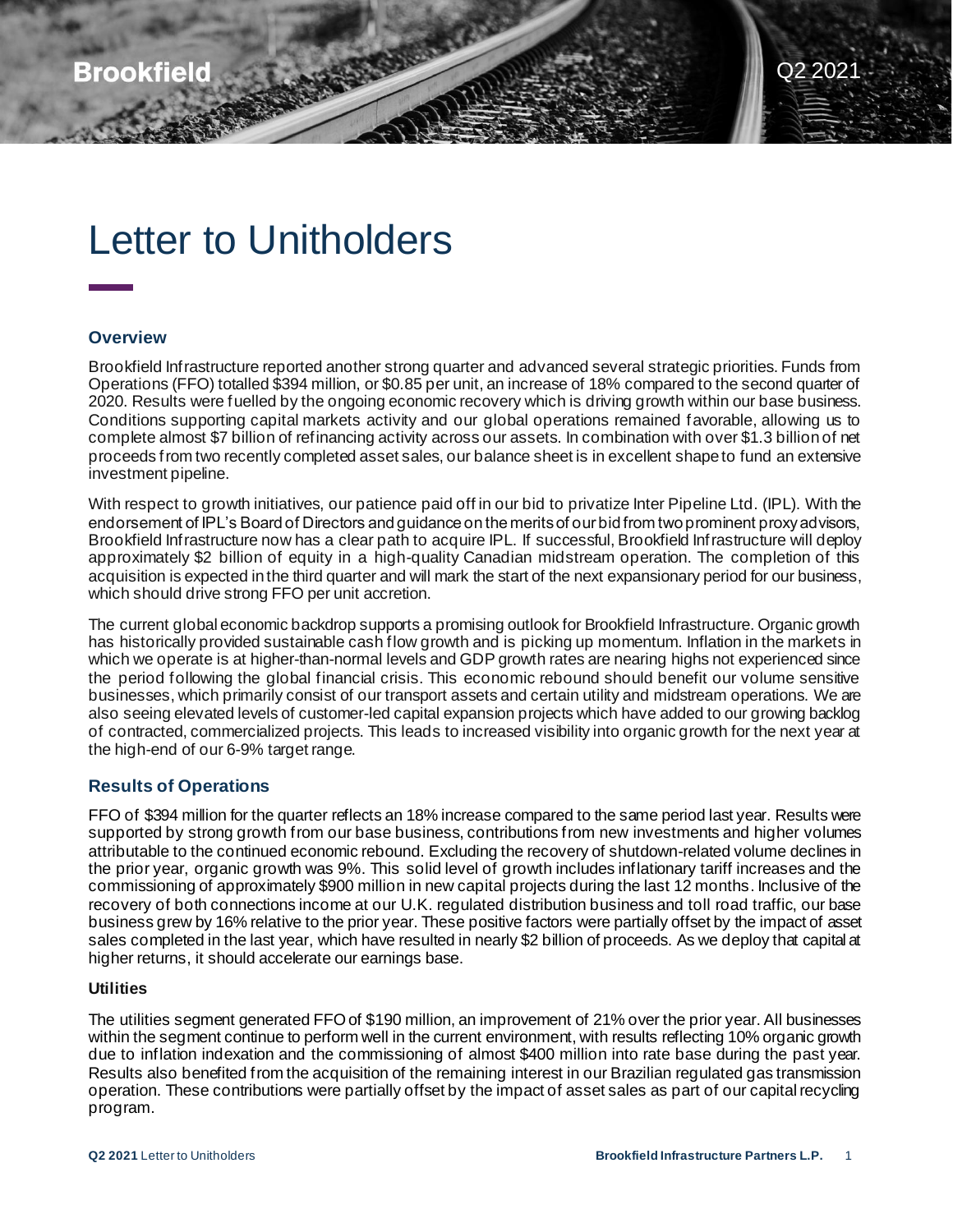# Letter to Unitholders

## Overview

Brookfield Infrastructure reported another strong quarter and advanced several strategic priorities. Funds from Operations (FFO) totalled $394 million, or $0.85 per unit, an increase of 18% compared to the second quarter of 2020. Results were fuelled by the ongoing economic recovery which is driving growth within our base business. Conditions supporting capital markets activity and our global operations remained favorable, allowing us to complete almost $7 billion of refinancing activity across our assets. In combination with over $1.3 billion of net proceeds from two recently completed asset sales, our balance sheet is in excellent shape to fund an extensive investment pipeline.

With respect to growth initiatives, our patience paid off in our bid to privatize Inter Pipeline Ltd. (IPL). With the endorsement of IPL's Board of Directors and guidance on the merits of our bid from two prominent proxy advisors, Brookfield Infrastructure now has a clear path to acquire IPL. If successful, Brookfield Infrastructure will deploy approximately $2 billion of equity in a high-quality Canadian midstream operation. The completion of this acquisition is expected in the third quarter and will mark the start of the next expansionary period for our business, which should drive strong FFO per unit accretion.

The current global economic backdrop supports a promising outlook for Brookfield Infrastructure. Organic growth has historically provided sustainable cash flow growth and is picking up momentum. Inflation in the markets in which we operate is at higher-than-normal levels and GDP growth rates are nearing highs not experienced since the period following the global financial crisis. This economic rebound should benefit our volume sensitive businesses, which primarily consist of our transport assets and certain utility and midstream operations. We are also seeing elevated levels of customer-led capital expansion projects which have added to our growing backlog of contracted, commercialized projects. This leads to increased visibility into organic growth for the next year at the high-end of our 6-9% target range.

## Results of Operations

FFO of $394 million for the quarter reflects an 18% increase compared to the same period last year. Results were supported by strong growth from our base business, contributions from new investments and higher volumes attributable to the continued economic rebound. Excluding the recovery of shutdown-related volume declines in the prior year, organic growth was 9%. This solid level of growth includes inflationary tariff increases and the commissioning of approximately $900 million in new capital projects during the last 12 months. Inclusive of the recovery of both connections income at our U.K. regulated distribution business and toll road traffic, our base business grew by 16% relative to the prior year. These positive factors were partially offset by the impact of asset sales completed in the last year, which have resulted in nearly $2 billion of proceeds. As we deploy that capital at higher returns, it should accelerate our earnings base.

### Utilities

The utilities segment generated FFO of $190 million, an improvement of 21% over the prior year. All businesses within the segment continue to perform well in the current environment, with results reflecting 10% organic growth due to inflation indexation and the commissioning of almost $400 million into rate base during the past year. Results also benefited from the acquisition of the remaining interest in our Brazilian regulated gas transmission operation. These contributions were partially offset by the impact of asset sales as part of our capital recycling program.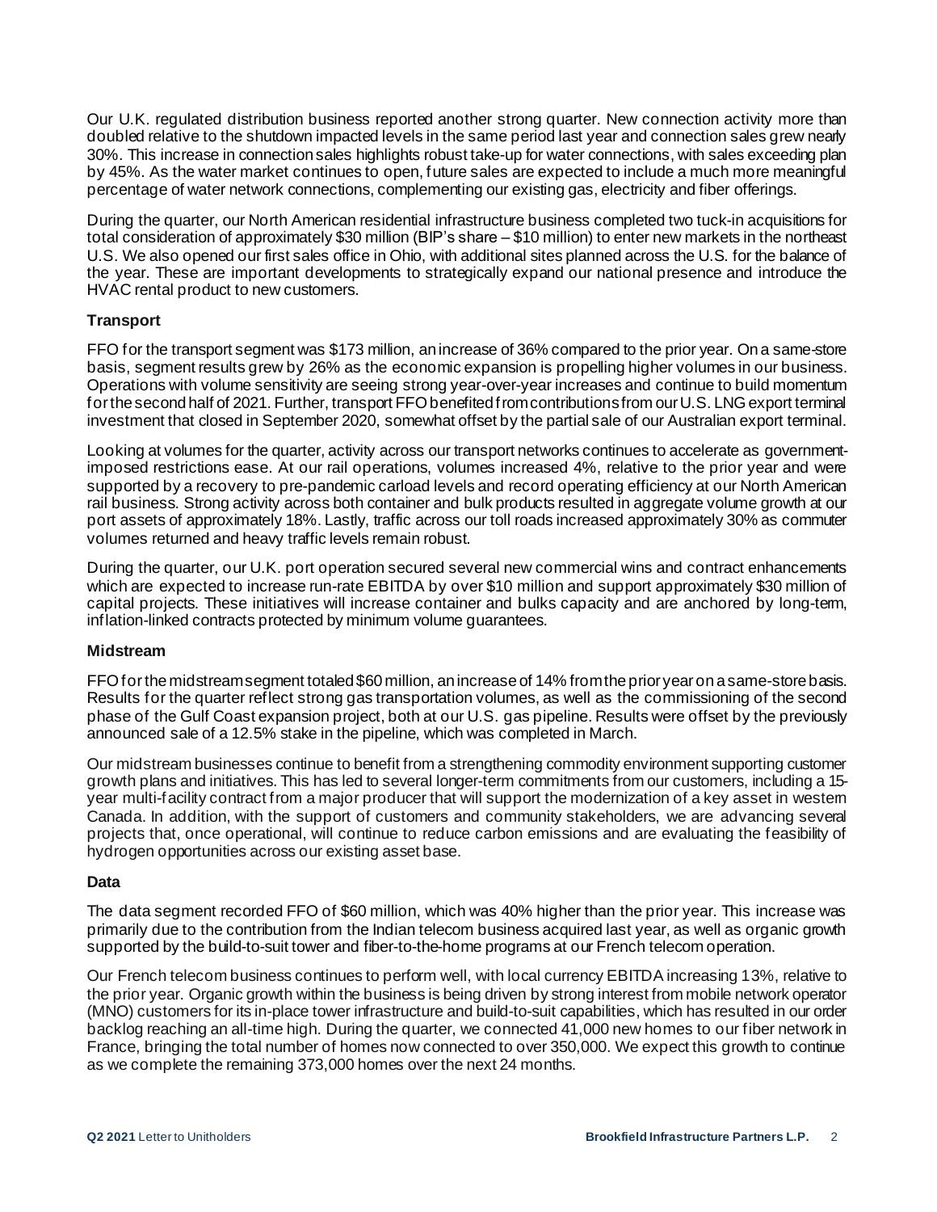Our U.K. regulated distribution business reported another strong quarter. New connection activity more than doubled relative to the shutdown impacted levels in the same period last year and connection sales grew nearly 30%. This increase in connection sales highlights robust take-up for water connections, with sales exceeding plan by 45%. As the water market continues to open, future sales are expected to include a much more meaningful percentage of water network connections, complementing our existing gas, electricity and fiber offerings.

During the quarter, our North American residential infrastructure business completed two tuck-in acquisitions for total consideration of approximately $30 million (BIP's share – $10 million) to enter new markets in the northeast U.S. We also opened our first sales office in Ohio, with additional sites planned across the U.S. for the balance of the year. These are important developments to strategically expand our national presence and introduce the HVAC rental product to new customers.

**Transport**

FFO for the transport segment was $173 million, an increase of 36% compared to the prior year. On a same-store basis, segment results grew by 26% as the economic expansion is propelling higher volumes in our business. Operations with volume sensitivity are seeing strong year-over-year increases and continue to build momentum for the second half of 2021. Further, transport FFO benefited from contributions from our U.S. LNG export terminal investment that closed in September 2020, somewhat offset by the partial sale of our Australian export terminal.

Looking at volumes for the quarter, activity across our transport networks continues to accelerate as government-imposed restrictions ease. At our rail operations, volumes increased 4%, relative to the prior year and were supported by a recovery to pre-pandemic carload levels and record operating efficiency at our North American rail business. Strong activity across both container and bulk products resulted in aggregate volume growth at our port assets of approximately 18%. Lastly, traffic across our toll roads increased approximately 30% as commuter volumes returned and heavy traffic levels remain robust.

During the quarter, our U.K. port operation secured several new commercial wins and contract enhancements which are expected to increase run-rate EBITDA by over $10 million and support approximately $30 million of capital projects. These initiatives will increase container and bulks capacity and are anchored by long-term, inflation-linked contracts protected by minimum volume guarantees.

**Midstream**

FFO for the midstream segment totaled $60 million, an increase of 14% from the prior year on a same-store basis. Results for the quarter reflect strong gas transportation volumes, as well as the commissioning of the second phase of the Gulf Coast expansion project, both at our U.S. gas pipeline. Results were offset by the previously announced sale of a 12.5% stake in the pipeline, which was completed in March.

Our midstream businesses continue to benefit from a strengthening commodity environment supporting customer growth plans and initiatives. This has led to several longer-term commitments from our customers, including a 15-year multi-facility contract from a major producer that will support the modernization of a key asset in western Canada. In addition, with the support of customers and community stakeholders, we are advancing several projects that, once operational, will continue to reduce carbon emissions and are evaluating the feasibility of hydrogen opportunities across our existing asset base.

**Data**

The data segment recorded FFO of $60 million, which was 40% higher than the prior year. This increase was primarily due to the contribution from the Indian telecom business acquired last year, as well as organic growth supported by the build-to-suit tower and fiber-to-the-home programs at our French telecom operation.

Our French telecom business continues to perform well, with local currency EBITDA increasing 13%, relative to the prior year. Organic growth within the business is being driven by strong interest from mobile network operator (MNO) customers for its in-place tower infrastructure and build-to-suit capabilities, which has resulted in our order backlog reaching an all-time high. During the quarter, we connected 41,000 new homes to our fiber network in France, bringing the total number of homes now connected to over 350,000. We expect this growth to continue as we complete the remaining 373,000 homes over the next 24 months.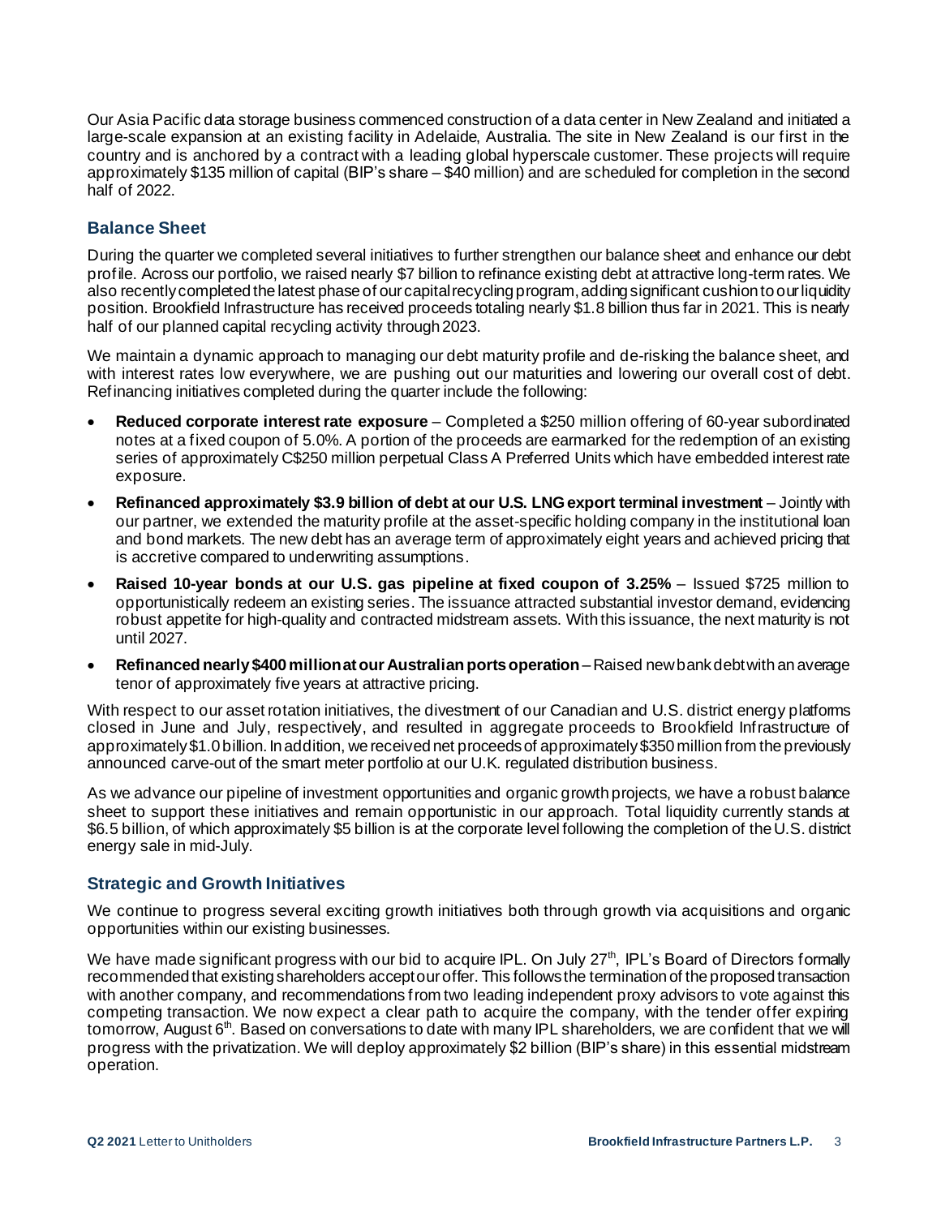Our Asia Pacific data storage business commenced construction of a data center in New Zealand and initiated a large-scale expansion at an existing facility in Adelaide, Australia. The site in New Zealand is our first in the country and is anchored by a contract with a leading global hyperscale customer. These projects will require approximately $135 million of capital (BIP's share – $40 million) and are scheduled for completion in the second half of 2022.

## Balance Sheet

During the quarter we completed several initiatives to further strengthen our balance sheet and enhance our debt profile. Across our portfolio, we raised nearly $7 billion to refinance existing debt at attractive long-term rates. We also recently completed the latest phase of our capital recycling program, adding significant cushion to our liquidity position. Brookfield Infrastructure has received proceeds totaling nearly $1.8 billion thus far in 2021. This is nearly half of our planned capital recycling activity through 2023.

We maintain a dynamic approach to managing our debt maturity profile and de-risking the balance sheet, and with interest rates low everywhere, we are pushing out our maturities and lowering our overall cost of debt. Refinancing initiatives completed during the quarter include the following:

- **Reduced corporate interest rate exposure** – Completed a $250 million offering of 60-year subordinated notes at a fixed coupon of 5.0%. A portion of the proceeds are earmarked for the redemption of an existing series of approximately C$250 million perpetual Class A Preferred Units which have embedded interest rate exposure.
- **Refinanced approximately $3.9 billion of debt at our U.S. LNG export terminal investment** – Jointly with our partner, we extended the maturity profile at the asset-specific holding company in the institutional loan and bond markets. The new debt has an average term of approximately eight years and achieved pricing that is accretive compared to underwriting assumptions.
- **Raised 10-year bonds at our U.S. gas pipeline at fixed coupon of 3.25%** – Issued $725 million to opportunistically redeem an existing series. The issuance attracted substantial investor demand, evidencing robust appetite for high-quality and contracted midstream assets. With this issuance, the next maturity is not until 2027.
- **Refinanced nearly $400 million at our Australian ports operation** – Raised new bank debt with an average tenor of approximately five years at attractive pricing.

With respect to our asset rotation initiatives, the divestment of our Canadian and U.S. district energy platforms closed in June and July, respectively, and resulted in aggregate proceeds to Brookfield Infrastructure of approximately $1.0 billion. In addition, we received net proceeds of approximately $350 million from the previously announced carve-out of the smart meter portfolio at our U.K. regulated distribution business.

As we advance our pipeline of investment opportunities and organic growth projects, we have a robust balance sheet to support these initiatives and remain opportunistic in our approach. Total liquidity currently stands at $6.5 billion, of which approximately $5 billion is at the corporate level following the completion of the U.S. district energy sale in mid-July.

## Strategic and Growth Initiatives

We continue to progress several exciting growth initiatives both through growth via acquisitions and organic opportunities within our existing businesses.

We have made significant progress with our bid to acquire IPL. On July 27th, IPL's Board of Directors formally recommended that existing shareholders accept our offer. This follows the termination of the proposed transaction with another company, and recommendations from two leading independent proxy advisors to vote against this competing transaction. We now expect a clear path to acquire the company, with the tender offer expiring tomorrow, August 6th. Based on conversations to date with many IPL shareholders, we are confident that we will progress with the privatization. We will deploy approximately $2 billion (BIP's share) in this essential midstream operation.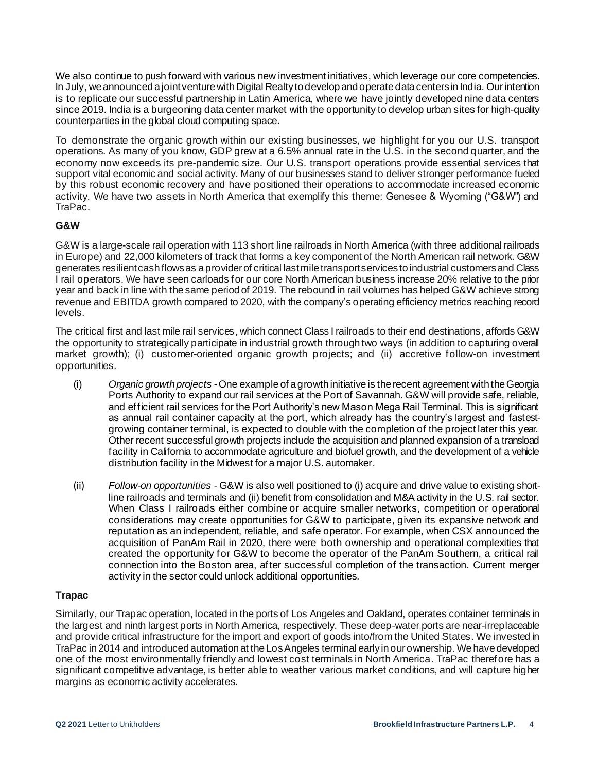We also continue to push forward with various new investment initiatives, which leverage our core competencies. In July, we announced a joint venture with Digital Realty to develop and operate data centers in India. Our intention is to replicate our successful partnership in Latin America, where we have jointly developed nine data centers since 2019. India is a burgeoning data center market with the opportunity to develop urban sites for high-quality counterparties in the global cloud computing space.

To demonstrate the organic growth within our existing businesses, we highlight for you our U.S. transport operations. As many of you know, GDP grew at a 6.5% annual rate in the U.S. in the second quarter, and the economy now exceeds its pre-pandemic size. Our U.S. transport operations provide essential services that support vital economic and social activity. Many of our businesses stand to deliver stronger performance fueled by this robust economic recovery and have positioned their operations to accommodate increased economic activity. We have two assets in North America that exemplify this theme: Genesee & Wyoming ("G&W") and TraPac.

**G&W**

G&W is a large-scale rail operation with 113 short line railroads in North America (with three additional railroads in Europe) and 22,000 kilometers of track that forms a key component of the North American rail network. G&W generates resilient cash flows as a provider of critical last mile transport services to industrial customers and Class I rail operators. We have seen carloads for our core North American business increase 20% relative to the prior year and back in line with the same period of 2019. The rebound in rail volumes has helped G&W achieve strong revenue and EBITDA growth compared to 2020, with the company's operating efficiency metrics reaching record levels.

The critical first and last mile rail services, which connect Class I railroads to their end destinations, affords G&W the opportunity to strategically participate in industrial growth through two ways (in addition to capturing overall market growth); (i) customer-oriented organic growth projects; and (ii) accretive follow-on investment opportunities.

(i) *Organic growth projects* - One example of a growth initiative is the recent agreement with the Georgia Ports Authority to expand our rail services at the Port of Savannah. G&W will provide safe, reliable, and efficient rail services for the Port Authority's new Mason Mega Rail Terminal. This is significant as annual rail container capacity at the port, which already has the country's largest and fastest-growing container terminal, is expected to double with the completion of the project later this year. Other recent successful growth projects include the acquisition and planned expansion of a transload facility in California to accommodate agriculture and biofuel growth, and the development of a vehicle distribution facility in the Midwest for a major U.S. automaker.

(ii) *Follow-on opportunities* - G&W is also well positioned to (i) acquire and drive value to existing short-line railroads and terminals and (ii) benefit from consolidation and M&A activity in the U.S. rail sector. When Class I railroads either combine or acquire smaller networks, competition or operational considerations may create opportunities for G&W to participate, given its expansive network and reputation as an independent, reliable, and safe operator. For example, when CSX announced the acquisition of PanAm Rail in 2020, there were both ownership and operational complexities that created the opportunity for G&W to become the operator of the PanAm Southern, a critical rail connection into the Boston area, after successful completion of the transaction. Current merger activity in the sector could unlock additional opportunities.

**Trapac**

Similarly, our Trapac operation, located in the ports of Los Angeles and Oakland, operates container terminals in the largest and ninth largest ports in North America, respectively. These deep-water ports are near-irreplaceable and provide critical infrastructure for the import and export of goods into/from the United States. We invested in TraPac in 2014 and introduced automation at the Los Angeles terminal early in our ownership. We have developed one of the most environmentally friendly and lowest cost terminals in North America. TraPac therefore has a significant competitive advantage, is better able to weather various market conditions, and will capture higher margins as economic activity accelerates.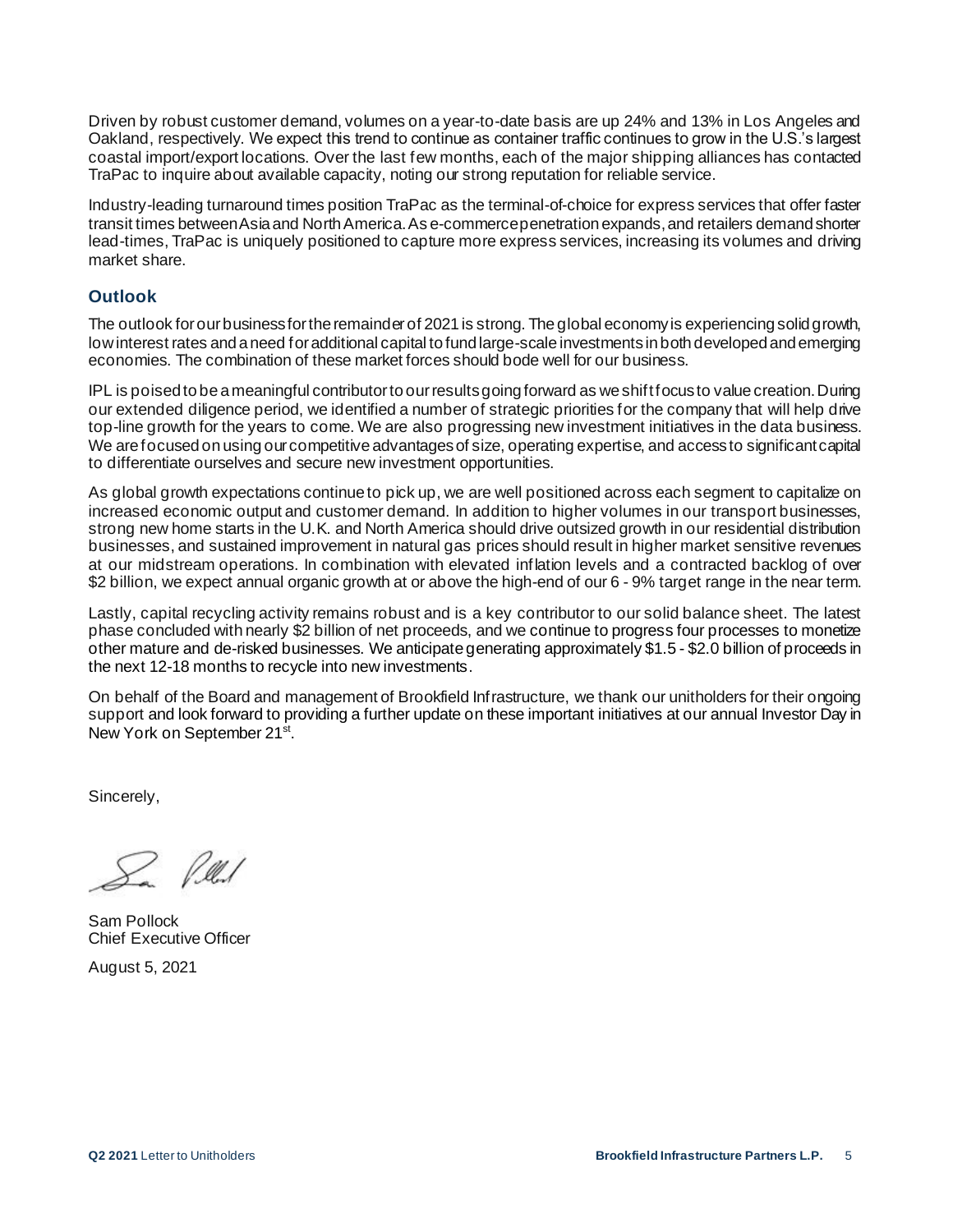Driven by robust customer demand, volumes on a year-to-date basis are up 24% and 13% in Los Angeles and Oakland, respectively. We expect this trend to continue as container traffic continues to grow in the U.S.'s largest coastal import/export locations. Over the last few months, each of the major shipping alliances has contacted TraPac to inquire about available capacity, noting our strong reputation for reliable service.

Industry-leading turnaround times position TraPac as the terminal-of-choice for express services that offer faster transit times between Asia and North America. As e-commerce penetration expands, and retailers demand shorter lead-times, TraPac is uniquely positioned to capture more express services, increasing its volumes and driving market share.

## Outlook

The outlook for our business for the remainder of 2021 is strong. The global economy is experiencing solid growth, low interest rates and a need for additional capital to fund large-scale investments in both developed and emerging economies. The combination of these market forces should bode well for our business.

IPL is poised to be a meaningful contributor to our results going forward as we shift focus to value creation. During our extended diligence period, we identified a number of strategic priorities for the company that will help drive top-line growth for the years to come. We are also progressing new investment initiatives in the data business. We are focused on using our competitive advantages of size, operating expertise, and access to significant capital to differentiate ourselves and secure new investment opportunities.

As global growth expectations continue to pick up, we are well positioned across each segment to capitalize on increased economic output and customer demand. In addition to higher volumes in our transport businesses, strong new home starts in the U.K. and North America should drive outsized growth in our residential distribution businesses, and sustained improvement in natural gas prices should result in higher market sensitive revenues at our midstream operations. In combination with elevated inflation levels and a contracted backlog of over $2 billion, we expect annual organic growth at or above the high-end of our 6 - 9% target range in the near term.

Lastly, capital recycling activity remains robust and is a key contributor to our solid balance sheet. The latest phase concluded with nearly $2 billion of net proceeds, and we continue to progress four processes to monetize other mature and de-risked businesses. We anticipate generating approximately $1.5 - $2.0 billion of proceeds in the next 12-18 months to recycle into new investments.

On behalf of the Board and management of Brookfield Infrastructure, we thank our unitholders for their ongoing support and look forward to providing a further update on these important initiatives at our annual Investor Day in New York on September 21st.

Sincerely,

Sam Pollock
Chief Executive Officer

August 5, 2021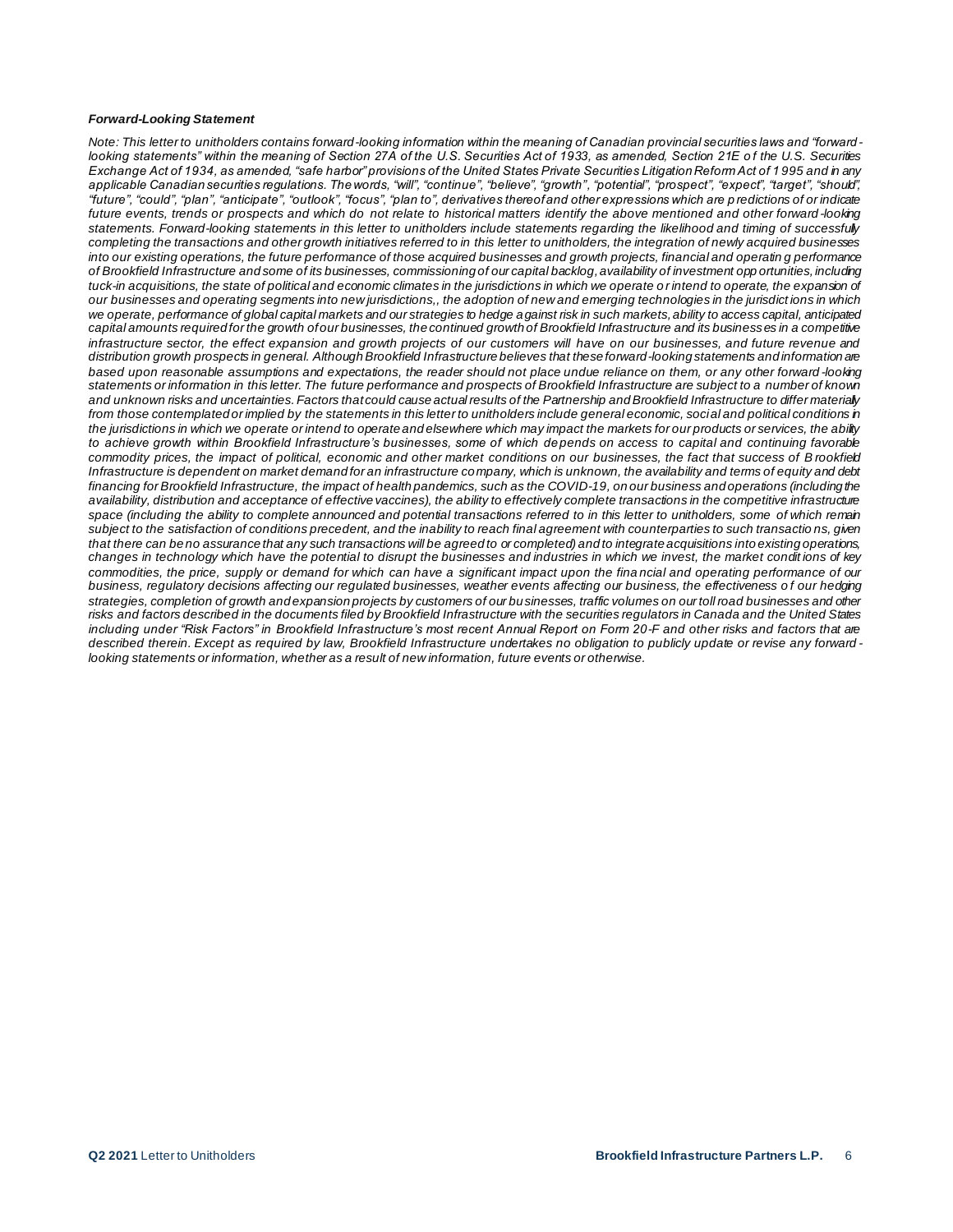***Forward-Looking Statement***

*Note: This letter to unitholders contains forward-looking information within the meaning of Canadian provincial securities laws and "forward-looking statements" within the meaning of Section 27A of the U.S. Securities Act of 1933, as amended, Section 21E of the U.S. Securities Exchange Act of 1934, as amended, "safe harbor" provisions of the United States Private Securities Litigation Reform Act of 1995 and in any applicable Canadian securities regulations. The words, "will", "continue", "believe", "growth", "potential", "prospect", "expect", "target", "should", "future", "could", "plan", "anticipate", "outlook", "focus", "plan to", derivatives thereof and other expressions which are predictions of or indicate future events, trends or prospects and which do not relate to historical matters identify the above mentioned and other forward-looking statements. Forward-looking statements in this letter to unitholders include statements regarding the likelihood and timing of successfully completing the transactions and other growth initiatives referred to in this letter to unitholders, the integration of newly acquired businesses into our existing operations, the future performance of those acquired businesses and growth projects, financial and operating performance of Brookfield Infrastructure and some of its businesses, commissioning of our capital backlog, availability of investment opportunities, including tuck-in acquisitions, the state of political and economic climates in the jurisdictions in which we operate or intend to operate, the expansion of our businesses and operating segments into new jurisdictions,, the adoption of new and emerging technologies in the jurisdictions in which we operate, performance of global capital markets and our strategies to hedge against risk in such markets, ability to access capital, anticipated capital amounts required for the growth of our businesses, the continued growth of Brookfield Infrastructure and its businesses in a competitive infrastructure sector, the effect expansion and growth projects of our customers will have on our businesses, and future revenue and distribution growth prospects in general. Although Brookfield Infrastructure believes that these forward-looking statements and information are based upon reasonable assumptions and expectations, the reader should not place undue reliance on them, or any other forward-looking statements or information in this letter. The future performance and prospects of Brookfield Infrastructure are subject to a number of known and unknown risks and uncertainties. Factors that could cause actual results of the Partnership and Brookfield Infrastructure to differ materially from those contemplated or implied by the statements in this letter to unitholders include general economic, social and political conditions in the jurisdictions in which we operate or intend to operate and elsewhere which may impact the markets for our products or services, the ability to achieve growth within Brookfield Infrastructure's businesses, some of which depends on access to capital and continuing favorable commodity prices, the impact of political, economic and other market conditions on our businesses, the fact that success of Brookfield Infrastructure is dependent on market demand for an infrastructure company, which is unknown, the availability and terms of equity and debt financing for Brookfield Infrastructure, the impact of health pandemics, such as the COVID-19, on our business and operations (including the availability, distribution and acceptance of effective vaccines), the ability to effectively complete transactions in the competitive infrastructure space (including the ability to complete announced and potential transactions referred to in this letter to unitholders, some of which remain subject to the satisfaction of conditions precedent, and the inability to reach final agreement with counterparties to such transactions, given that there can be no assurance that any such transactions will be agreed to or completed) and to integrate acquisitions into existing operations, changes in technology which have the potential to disrupt the businesses and industries in which we invest, the market conditions of key commodities, the price, supply or demand for which can have a significant impact upon the financial and operating performance of our business, regulatory decisions affecting our regulated businesses, weather events affecting our business, the effectiveness of our hedging strategies, completion of growth and expansion projects by customers of our businesses, traffic volumes on our toll road businesses and other risks and factors described in the documents filed by Brookfield Infrastructure with the securities regulators in Canada and the United States including under "Risk Factors" in Brookfield Infrastructure's most recent Annual Report on Form 20-F and other risks and factors that are described therein. Except as required by law, Brookfield Infrastructure undertakes no obligation to publicly update or revise any forward-looking statements or information, whether as a result of new information, future events or otherwise.*